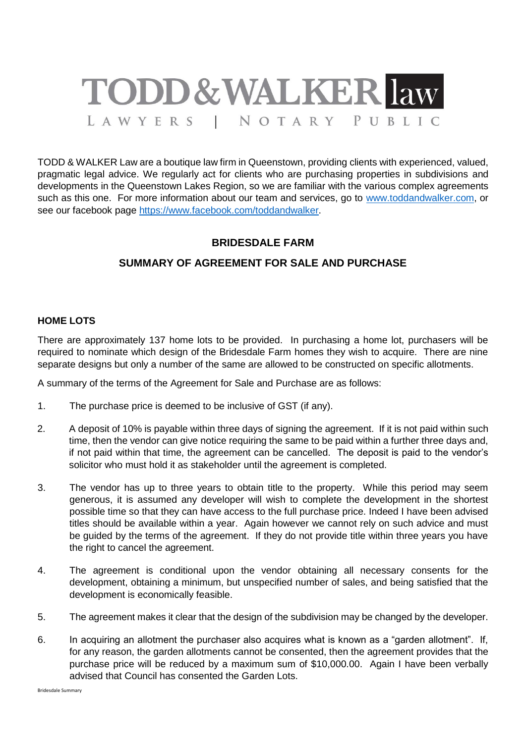# TODD & WALKER law

LAWYERS | NOTARY PUBLIC

TODD & WALKER Law are a boutique law firm in Queenstown, providing clients with experienced, valued, pragmatic legal advice. We regularly act for clients who are purchasing properties in subdivisions and developments in the Queenstown Lakes Region, so we are familiar with the various complex agreements such as this one. For more information about our team and services, go to www.toddandwalker.com, or see our facebook page https://www.facebook.com/toddandwalker.

## BRIDESDALE FARM

## SUMMARY OF AGREEMENT FOR SALE AND PURCHASE

### HOME LOTS

There are approximately 137 home lots to be provided. In purchasing a home lot, purchasers will be required to nominate which design of the Bridesdale Farm homes they wish to acquire. There are nine separate designs but only a number of the same are allowed to be constructed on specific allotments.

A summary of the terms of the Agreement for Sale and Purchase are as follows:

1. The purchase price is deemed to be inclusive of GST (if any).

2. A deposit of 10% is payable within three days of signing the agreement. If it is not paid within such time, then the vendor can give notice requiring the same to be paid within a further three days and, if not paid within that time, the agreement can be cancelled. The deposit is paid to the vendor's solicitor who must hold it as stakeholder until the agreement is completed.

3. The vendor has up to three years to obtain title to the property. While this period may seem generous, it is assumed any developer will wish to complete the development in the shortest possible time so that they can have access to the full purchase price. Indeed I have been advised titles should be available within a year. Again however we cannot rely on such advice and must be guided by the terms of the agreement. If they do not provide title within three years you have the right to cancel the agreement.

4. The agreement is conditional upon the vendor obtaining all necessary consents for the development, obtaining a minimum, but unspecified number of sales, and being satisfied that the development is economically feasible.

5. The agreement makes it clear that the design of the subdivision may be changed by the developer.

6. In acquiring an allotment the purchaser also acquires what is known as a "garden allotment". If, for any reason, the garden allotments cannot be consented, then the agreement provides that the purchase price will be reduced by a maximum sum of $10,000.00. Again I have been verbally advised that Council has consented the Garden Lots.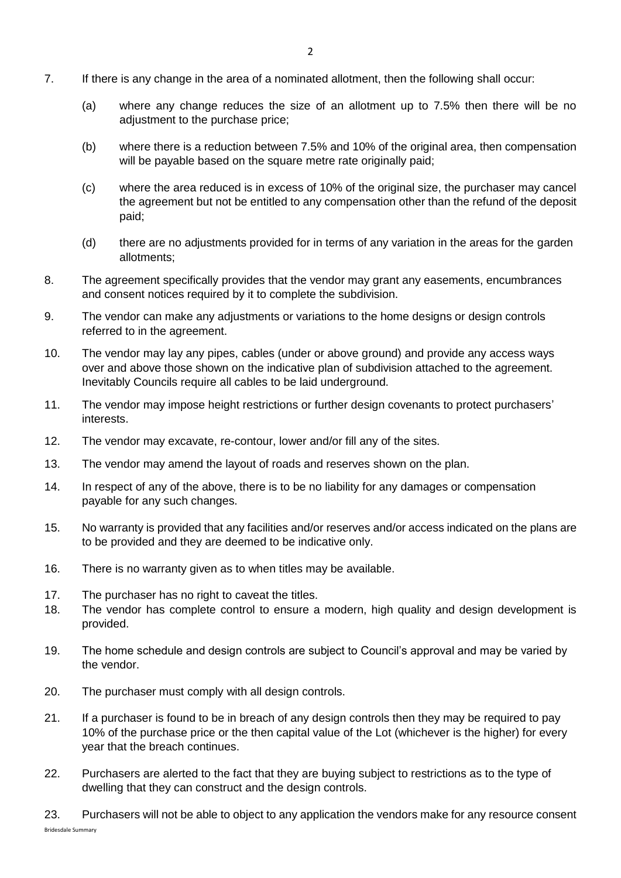7. If there is any change in the area of a nominated allotment, then the following shall occur:

   (a) where any change reduces the size of an allotment up to 7.5% then there will be no adjustment to the purchase price;

   (b) where there is a reduction between 7.5% and 10% of the original area, then compensation will be payable based on the square metre rate originally paid;

   (c) where the area reduced is in excess of 10% of the original size, the purchaser may cancel the agreement but not be entitled to any compensation other than the refund of the deposit paid;

   (d) there are no adjustments provided for in terms of any variation in the areas for the garden allotments;

8. The agreement specifically provides that the vendor may grant any easements, encumbrances and consent notices required by it to complete the subdivision.

9. The vendor can make any adjustments or variations to the home designs or design controls referred to in the agreement.

10. The vendor may lay any pipes, cables (under or above ground) and provide any access ways over and above those shown on the indicative plan of subdivision attached to the agreement. Inevitably Councils require all cables to be laid underground.

11. The vendor may impose height restrictions or further design covenants to protect purchasers' interests.

12. The vendor may excavate, re-contour, lower and/or fill any of the sites.

13. The vendor may amend the layout of roads and reserves shown on the plan.

14. In respect of any of the above, there is to be no liability for any damages or compensation payable for any such changes.

15. No warranty is provided that any facilities and/or reserves and/or access indicated on the plans are to be provided and they are deemed to be indicative only.

16. There is no warranty given as to when titles may be available.

17. The purchaser has no right to caveat the titles.

18. The vendor has complete control to ensure a modern, high quality and design development is provided.

19. The home schedule and design controls are subject to Council's approval and may be varied by the vendor.

20. The purchaser must comply with all design controls.

21. If a purchaser is found to be in breach of any design controls then they may be required to pay 10% of the purchase price or the then capital value of the Lot (whichever is the higher) for every year that the breach continues.

22. Purchasers are alerted to the fact that they are buying subject to restrictions as to the type of dwelling that they can construct and the design controls.

23. Purchasers will not be able to object to any application the vendors make for any resource consent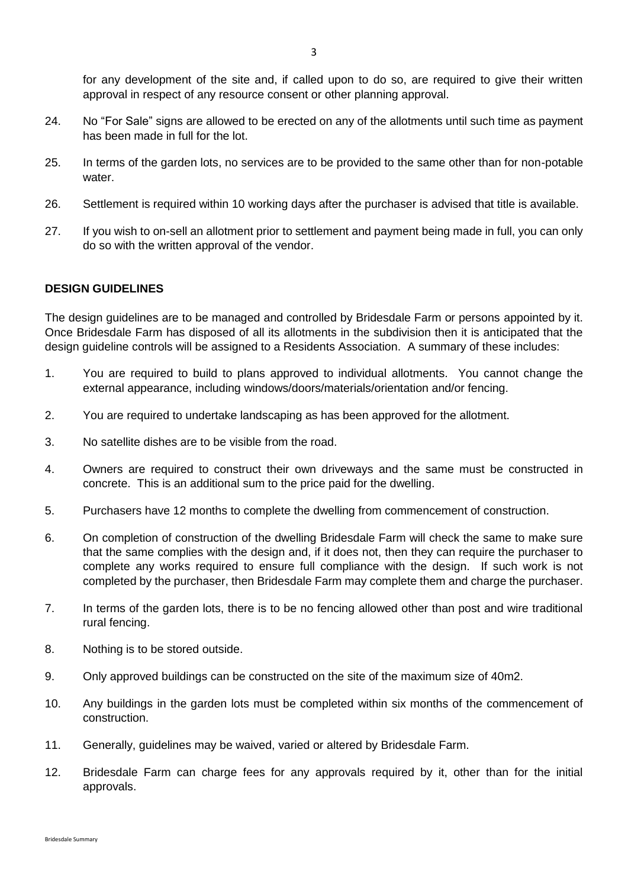for any development of the site and, if called upon to do so, are required to give their written approval in respect of any resource consent or other planning approval.

24. No "For Sale" signs are allowed to be erected on any of the allotments until such time as payment has been made in full for the lot.

25. In terms of the garden lots, no services are to be provided to the same other than for non-potable water.

26. Settlement is required within 10 working days after the purchaser is advised that title is available.

27. If you wish to on-sell an allotment prior to settlement and payment being made in full, you can only do so with the written approval of the vendor.

**DESIGN GUIDELINES**

The design guidelines are to be managed and controlled by Bridesdale Farm or persons appointed by it. Once Bridesdale Farm has disposed of all its allotments in the subdivision then it is anticipated that the design guideline controls will be assigned to a Residents Association. A summary of these includes:

1. You are required to build to plans approved to individual allotments. You cannot change the external appearance, including windows/doors/materials/orientation and/or fencing.

2. You are required to undertake landscaping as has been approved for the allotment.

3. No satellite dishes are to be visible from the road.

4. Owners are required to construct their own driveways and the same must be constructed in concrete. This is an additional sum to the price paid for the dwelling.

5. Purchasers have 12 months to complete the dwelling from commencement of construction.

6. On completion of construction of the dwelling Bridesdale Farm will check the same to make sure that the same complies with the design and, if it does not, then they can require the purchaser to complete any works required to ensure full compliance with the design. If such work is not completed by the purchaser, then Bridesdale Farm may complete them and charge the purchaser.

7. In terms of the garden lots, there is to be no fencing allowed other than post and wire traditional rural fencing.

8. Nothing is to be stored outside.

9. Only approved buildings can be constructed on the site of the maximum size of 40m2.

10. Any buildings in the garden lots must be completed within six months of the commencement of construction.

11. Generally, guidelines may be waived, varied or altered by Bridesdale Farm.

12. Bridesdale Farm can charge fees for any approvals required by it, other than for the initial approvals.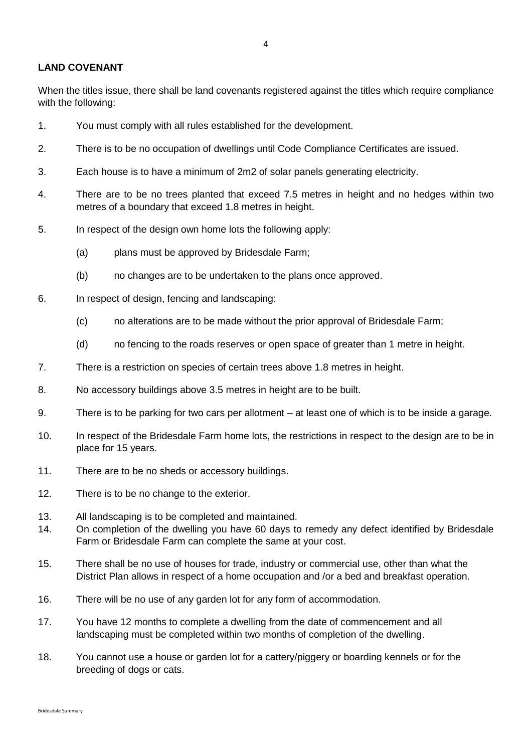**LAND COVENANT**

When the titles issue, there shall be land covenants registered against the titles which require compliance with the following:

1. You must comply with all rules established for the development.
2. There is to be no occupation of dwellings until Code Compliance Certificates are issued.
3. Each house is to have a minimum of 2m2 of solar panels generating electricity.
4. There are to be no trees planted that exceed 7.5 metres in height and no hedges within two metres of a boundary that exceed 1.8 metres in height.
5. In respect of the design own home lots the following apply:
   - (a) plans must be approved by Bridesdale Farm;
   - (b) no changes are to be undertaken to the plans once approved.
6. In respect of design, fencing and landscaping:
   - (c) no alterations are to be made without the prior approval of Bridesdale Farm;
   - (d) no fencing to the roads reserves or open space of greater than 1 metre in height.
7. There is a restriction on species of certain trees above 1.8 metres in height.
8. No accessory buildings above 3.5 metres in height are to be built.
9. There is to be parking for two cars per allotment – at least one of which is to be inside a garage.
10. In respect of the Bridesdale Farm home lots, the restrictions in respect to the design are to be in place for 15 years.
11. There are to be no sheds or accessory buildings.
12. There is to be no change to the exterior.
13. All landscaping is to be completed and maintained.
14. On completion of the dwelling you have 60 days to remedy any defect identified by Bridesdale Farm or Bridesdale Farm can complete the same at your cost.
15. There shall be no use of houses for trade, industry or commercial use, other than what the District Plan allows in respect of a home occupation and /or a bed and breakfast operation.
16. There will be no use of any garden lot for any form of accommodation.
17. You have 12 months to complete a dwelling from the date of commencement and all landscaping must be completed within two months of completion of the dwelling.
18. You cannot use a house or garden lot for a cattery/piggery or boarding kennels or for the breeding of dogs or cats.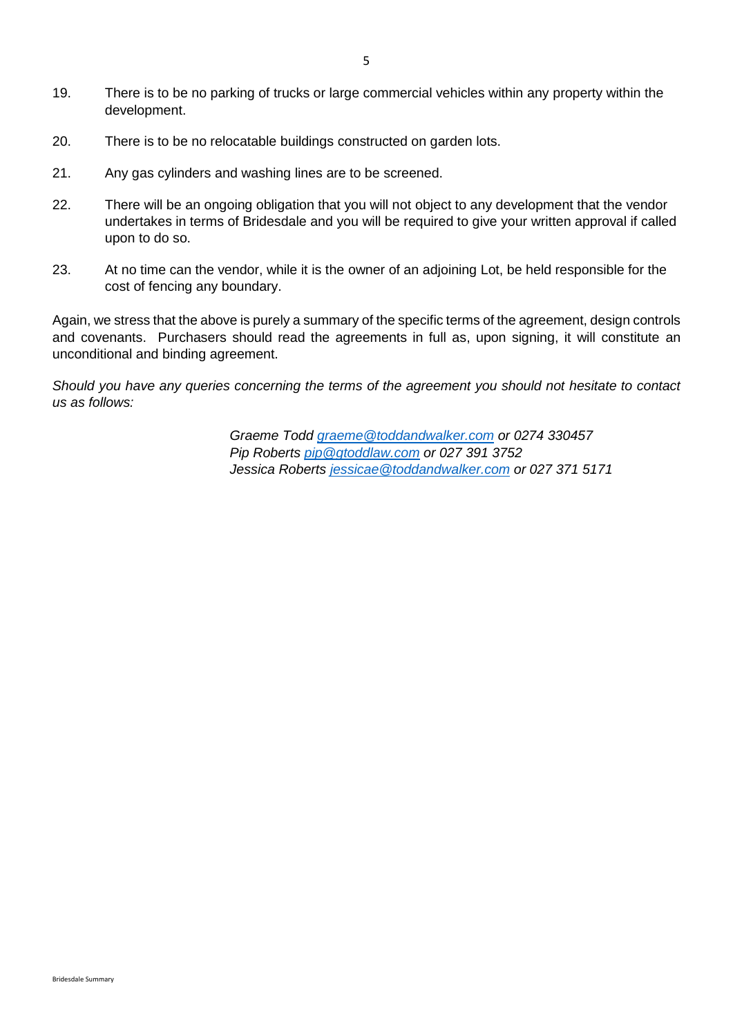19. There is to be no parking of trucks or large commercial vehicles within any property within the development.

20. There is to be no relocatable buildings constructed on garden lots.

21. Any gas cylinders and washing lines are to be screened.

22. There will be an ongoing obligation that you will not object to any development that the vendor undertakes in terms of Bridesdale and you will be required to give your written approval if called upon to do so.

23. At no time can the vendor, while it is the owner of an adjoining Lot, be held responsible for the cost of fencing any boundary.

Again, we stress that the above is purely a summary of the specific terms of the agreement, design controls and covenants. Purchasers should read the agreements in full as, upon signing, it will constitute an unconditional and binding agreement.

*Should you have any queries concerning the terms of the agreement you should not hesitate to contact us as follows:*

*Graeme Todd graeme@toddandwalker.com or 0274 330457*
*Pip Roberts pip@gtoddlaw.com or 027 391 3752*
*Jessica Roberts jessicae@toddandwalker.com or 027 371 5171*